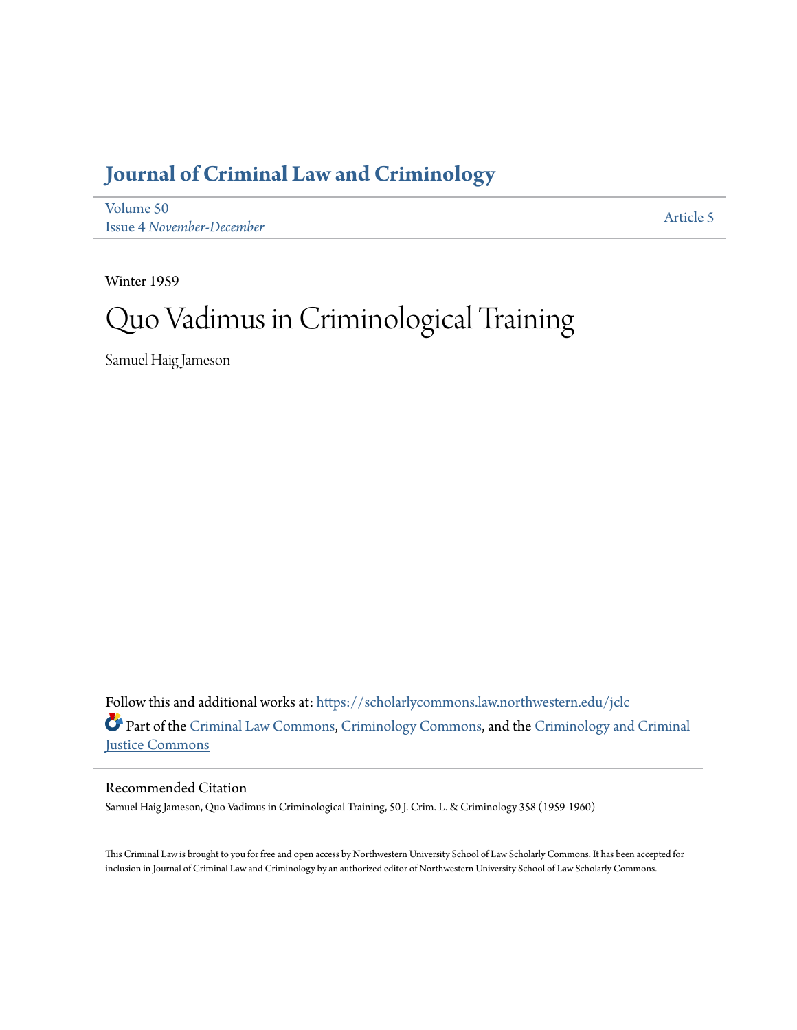# Journal of Criminal Law and Criminology

Volume 50
Issue 4 *November-December*

Article 5

Winter 1959

# Quo Vadimus in Criminological Training

Samuel Haig Jameson

Follow this and additional works at: https://scholarlycommons.law.northwestern.edu/jclc

Part of the Criminal Law Commons, Criminology Commons, and the Criminology and Criminal Justice Commons

## Recommended Citation

Samuel Haig Jameson, Quo Vadimus in Criminological Training, 50 J. Crim. L. & Criminology 358 (1959-1960)

This Criminal Law is brought to you for free and open access by Northwestern University School of Law Scholarly Commons. It has been accepted for inclusion in Journal of Criminal Law and Criminology by an authorized editor of Northwestern University School of Law Scholarly Commons.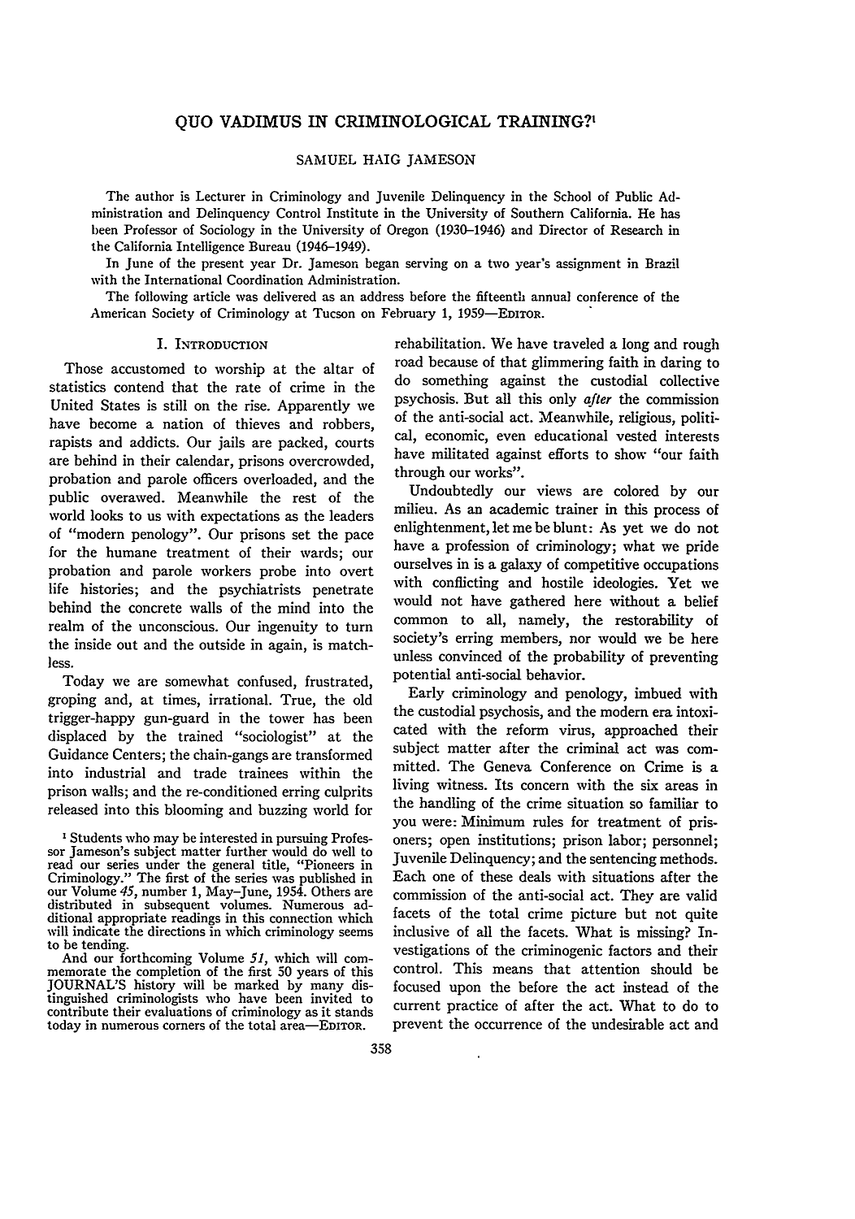# QUO VADIMUS IN CRIMINOLOGICAL TRAINING?[1]

SAMUEL HAIG JAMESON

The author is Lecturer in Criminology and Juvenile Delinquency in the School of Public Administration and Delinquency Control Institute in the University of Southern California. He has been Professor of Sociology in the University of Oregon (1930–1946) and Director of Research in the California Intelligence Bureau (1946–1949).

In June of the present year Dr. Jameson began serving on a two year's assignment in Brazil with the International Coordination Administration.

The following article was delivered as an address before the fifteenth annual conference of the American Society of Criminology at Tucson on February 1, 1959—EDITOR.

## I. INTRODUCTION

Those accustomed to worship at the altar of statistics contend that the rate of crime in the United States is still on the rise. Apparently we have become a nation of thieves and robbers, rapists and addicts. Our jails are packed, courts are behind in their calendar, prisons overcrowded, probation and parole officers overloaded, and the public overawed. Meanwhile the rest of the world looks to us with expectations as the leaders of "modern penology". Our prisons set the pace for the humane treatment of their wards; our probation and parole workers probe into overt life histories; and the psychiatrists penetrate behind the concrete walls of the mind into the realm of the unconscious. Our ingenuity to turn the inside out and the outside in again, is matchless.

Today we are somewhat confused, frustrated, groping and, at times, irrational. True, the old trigger-happy gun-guard in the tower has been displaced by the trained "sociologist" at the Guidance Centers; the chain-gangs are transformed into industrial and trade trainees within the prison walls; and the re-conditioned erring culprits released into this blooming and buzzing world for rehabilitation. We have traveled a long and rough road because of that glimmering faith in daring to do something against the custodial collective psychosis. But all this only *after* the commission of the anti-social act. Meanwhile, religious, political, economic, even educational vested interests have militated against efforts to show "our faith through our works".

Undoubtedly our views are colored by our milieu. As an academic trainer in this process of enlightenment, let me be blunt: As yet we do not have a profession of criminology; what we pride ourselves in is a galaxy of competitive occupations with conflicting and hostile ideologies. Yet we would not have gathered here without a belief common to all, namely, the restorability of society's erring members, nor would we be here unless convinced of the probability of preventing potential anti-social behavior.

Early criminology and penology, imbued with the custodial psychosis, and the modern era intoxicated with the reform virus, approached their subject matter after the criminal act was committed. The Geneva Conference on Crime is a living witness. Its concern with the six areas in the handling of the crime situation so familiar to you were: Minimum rules for treatment of prisoners; open institutions; prison labor; personnel; Juvenile Delinquency; and the sentencing methods. Each one of these deals with situations after the commission of the anti-social act. They are valid facets of the total crime picture but not quite inclusive of all the facets. What is missing? Investigations of the criminogenic factors and their control. This means that attention should be focused upon the before the act instead of the current practice of after the act. What to do to prevent the occurrence of the undesirable act and

---

[1] Students who may be interested in pursuing Professor Jameson's subject matter further would do well to read our series under the general title, "Pioneers in Criminology." The first of the series was published in our Volume *45*, number 1, May–June, 1954. Others are distributed in subsequent volumes. Numerous additional appropriate readings in this connection which will indicate the directions in which criminology seems to be tending.

And our forthcoming Volume *51*, which will commemorate the completion of the first 50 years of this JOURNAL'S history will be marked by many distinguished criminologists who have been invited to contribute their evaluations of criminology as it stands today in numerous corners of the total area—EDITOR.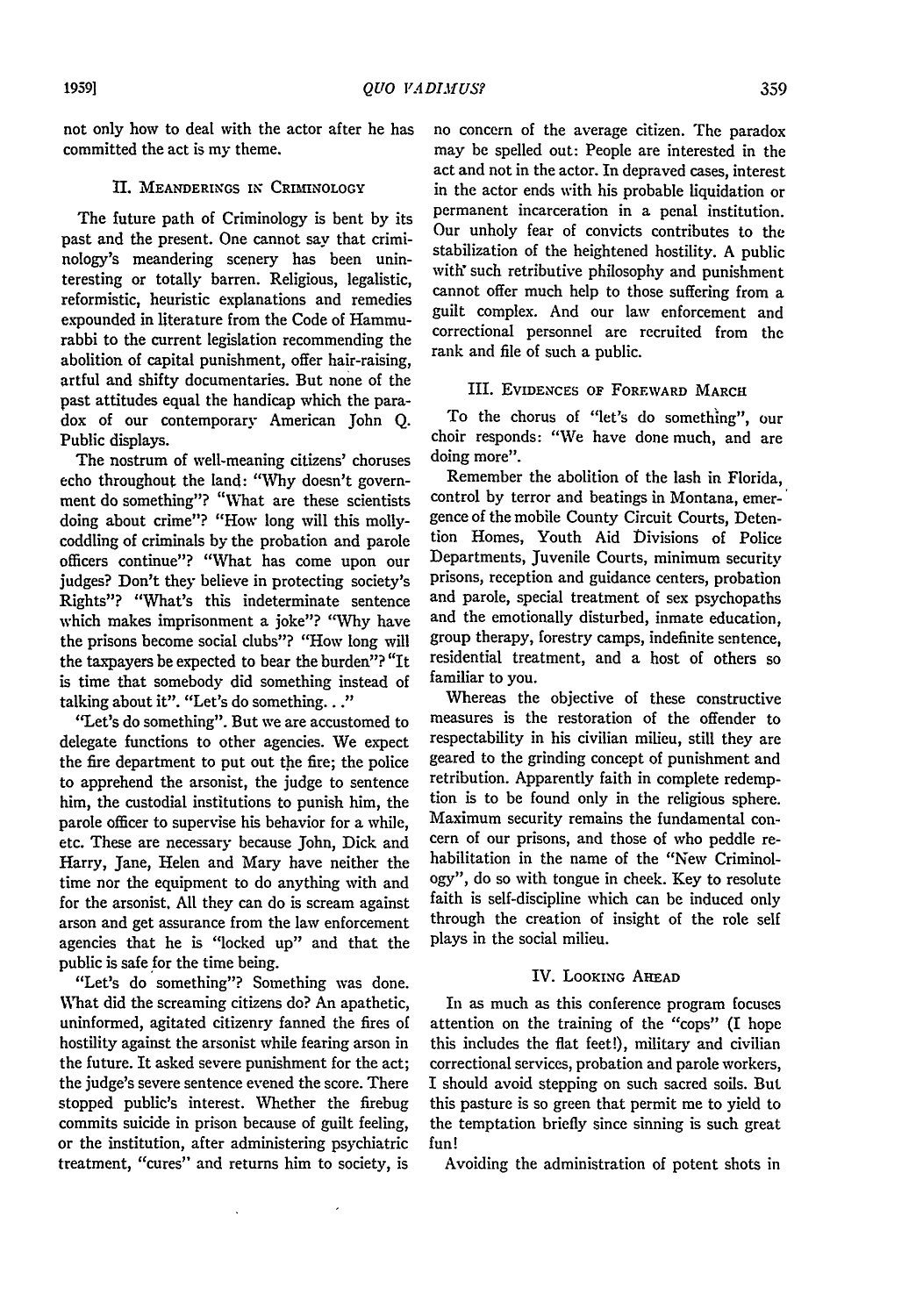not only how to deal with the actor after he has committed the act is my theme.

## II. MEANDERINGS IN CRIMINOLOGY

The future path of Criminology is bent by its past and the present. One cannot say that criminology's meandering scenery has been uninteresting or totally barren. Religious, legalistic, reformistic, heuristic explanations and remedies expounded in literature from the Code of Hammurabbi to the current legislation recommending the abolition of capital punishment, offer hair-raising, artful and shifty documentaries. But none of the past attitudes equal the handicap which the paradox of our contemporary American John Q. Public displays.

The nostrum of well-meaning citizens' choruses echo throughout the land: "Why doesn't government do something"? "What are these scientists doing about crime"? "How long will this molly-coddling of criminals by the probation and parole officers continue"? "What has come upon our judges? Don't they believe in protecting society's Rights"? "What's this indeterminate sentence which makes imprisonment a joke"? "Why have the prisons become social clubs"? "How long will the taxpayers be expected to bear the burden"? "It is time that somebody did something instead of talking about it". "Let's do something. . ."

"Let's do something". But we are accustomed to delegate functions to other agencies. We expect the fire department to put out the fire; the police to apprehend the arsonist, the judge to sentence him, the custodial institutions to punish him, the parole officer to supervise his behavior for a while, etc. These are necessary because John, Dick and Harry, Jane, Helen and Mary have neither the time nor the equipment to do anything with and for the arsonist. All they can do is scream against arson and get assurance from the law enforcement agencies that he is "locked up" and that the public is safe for the time being.

"Let's do something"? Something was done. What did the screaming citizens do? An apathetic, uninformed, agitated citizenry fanned the fires of hostility against the arsonist while fearing arson in the future. It asked severe punishment for the act; the judge's severe sentence evened the score. There stopped public's interest. Whether the firebug commits suicide in prison because of guilt feeling, or the institution, after administering psychiatric treatment, "cures" and returns him to society, is no concern of the average citizen. The paradox may be spelled out: People are interested in the act and not in the actor. In depraved cases, interest in the actor ends with his probable liquidation or permanent incarceration in a penal institution. Our unholy fear of convicts contributes to the stabilization of the heightened hostility. A public with such retributive philosophy and punishment cannot offer much help to those suffering from a guilt complex. And our law enforcement and correctional personnel are recruited from the rank and file of such a public.

## III. EVIDENCES OF FOREWARD MARCH

To the chorus of "let's do something", our choir responds: "We have done much, and are doing more".

Remember the abolition of the lash in Florida, control by terror and beatings in Montana, emergence of the mobile County Circuit Courts, Detention Homes, Youth Aid Divisions of Police Departments, Juvenile Courts, minimum security prisons, reception and guidance centers, probation and parole, special treatment of sex psychopaths and the emotionally disturbed, inmate education, group therapy, forestry camps, indefinite sentence, residential treatment, and a host of others so familiar to you.

Whereas the objective of these constructive measures is the restoration of the offender to respectability in his civilian milieu, still they are geared to the grinding concept of punishment and retribution. Apparently faith in complete redemption is to be found only in the religious sphere. Maximum security remains the fundamental concern of our prisons, and those of who peddle rehabilitation in the name of the "New Criminology", do so with tongue in cheek. Key to resolute faith is self-discipline which can be induced only through the creation of insight of the role self plays in the social milieu.

## IV. LOOKING AHEAD

In as much as this conference program focuses attention on the training of the "cops" (I hope this includes the flat feet!), military and civilian correctional services, probation and parole workers, I should avoid stepping on such sacred soils. But this pasture is so green that permit me to yield to the temptation briefly since sinning is such great fun!

Avoiding the administration of potent shots in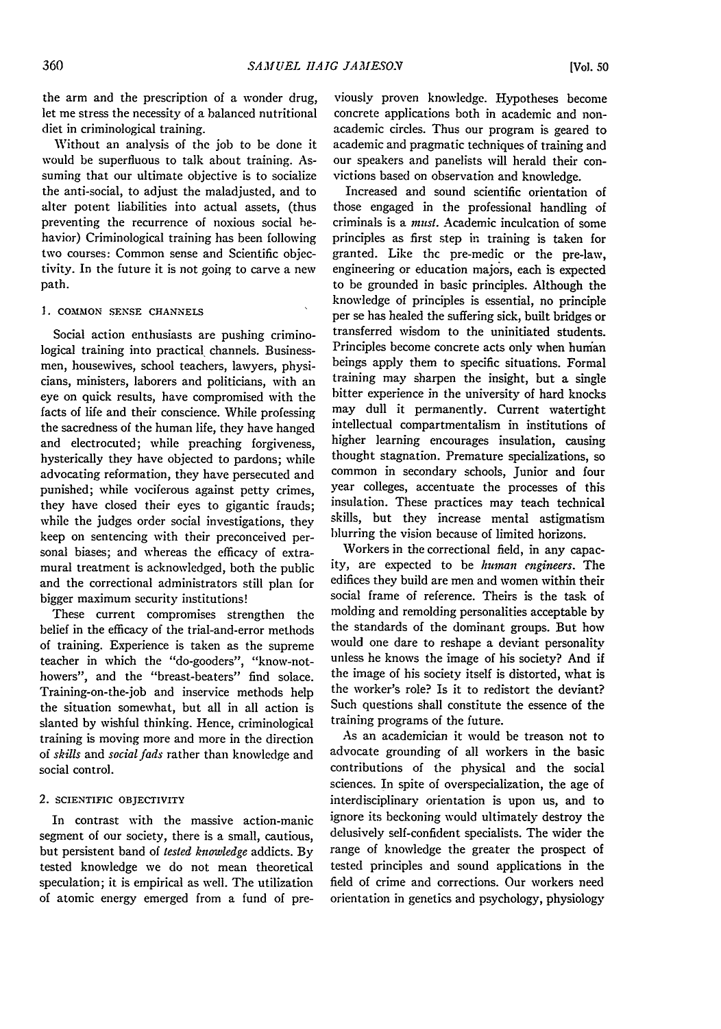the arm and the prescription of a wonder drug, let me stress the necessity of a balanced nutritional diet in criminological training.

Without an analysis of the job to be done it would be superfluous to talk about training. Assuming that our ultimate objective is to socialize the anti-social, to adjust the maladjusted, and to alter potent liabilities into actual assets, (thus preventing the recurrence of noxious social behavior) Criminological training has been following two courses: Common sense and Scientific objectivity. In the future it is not going to carve a new path.

### 1. Common Sense Channels

Social action enthusiasts are pushing criminological training into practical channels. Businessmen, housewives, school teachers, lawyers, physicians, ministers, laborers and politicians, with an eye on quick results, have compromised with the facts of life and their conscience. While professing the sacredness of the human life, they have hanged and electrocuted; while preaching forgiveness, hysterically they have objected to pardons; while advocating reformation, they have persecuted and punished; while vociferous against petty crimes, they have closed their eyes to gigantic frauds; while the judges order social investigations, they keep on sentencing with their preconceived personal biases; and whereas the efficacy of extramural treatment is acknowledged, both the public and the correctional administrators still plan for bigger maximum security institutions!

These current compromises strengthen the belief in the efficacy of the trial-and-error methods of training. Experience is taken as the supreme teacher in which the "do-gooders", "know-nothowers", and the "breast-beaters" find solace. Training-on-the-job and inservice methods help the situation somewhat, but all in all action is slanted by wishful thinking. Hence, criminological training is moving more and more in the direction of *skills* and *social fads* rather than knowledge and social control.

### 2. Scientific Objectivity

In contrast with the massive action-manic segment of our society, there is a small, cautious, but persistent band of *tested knowledge* addicts. By tested knowledge we do not mean theoretical speculation; it is empirical as well. The utilization of atomic energy emerged from a fund of previously proven knowledge. Hypotheses become concrete applications both in academic and non-academic circles. Thus our program is geared to academic and pragmatic techniques of training and our speakers and panelists will herald their convictions based on observation and knowledge.

Increased and sound scientific orientation of those engaged in the professional handling of criminals is a *must*. Academic inculcation of some principles as first step in training is taken for granted. Like the pre-medic or the pre-law, engineering or education majors, each is expected to be grounded in basic principles. Although the knowledge of principles is essential, no principle per se has healed the suffering sick, built bridges or transferred wisdom to the uninitiated students. Principles become concrete acts only when human beings apply them to specific situations. Formal training may sharpen the insight, but a single bitter experience in the university of hard knocks may dull it permanently. Current watertight intellectual compartmentalism in institutions of higher learning encourages insulation, causing thought stagnation. Premature specializations, so common in secondary schools, Junior and four year colleges, accentuate the processes of this insulation. These practices may teach technical skills, but they increase mental astigmatism blurring the vision because of limited horizons.

Workers in the correctional field, in any capacity, are expected to be *human engineers*. The edifices they build are men and women within their social frame of reference. Theirs is the task of molding and remolding personalities acceptable by the standards of the dominant groups. But how would one dare to reshape a deviant personality unless he knows the image of his society? And if the image of his society itself is distorted, what is the worker's role? Is it to redistort the deviant? Such questions shall constitute the essence of the training programs of the future.

As an academician it would be treason not to advocate grounding of all workers in the basic contributions of the physical and the social sciences. In spite of overspecialization, the age of interdisciplinary orientation is upon us, and to ignore its beckoning would ultimately destroy the delusively self-confident specialists. The wider the range of knowledge the greater the prospect of tested principles and sound applications in the field of crime and corrections. Our workers need orientation in genetics and psychology, physiology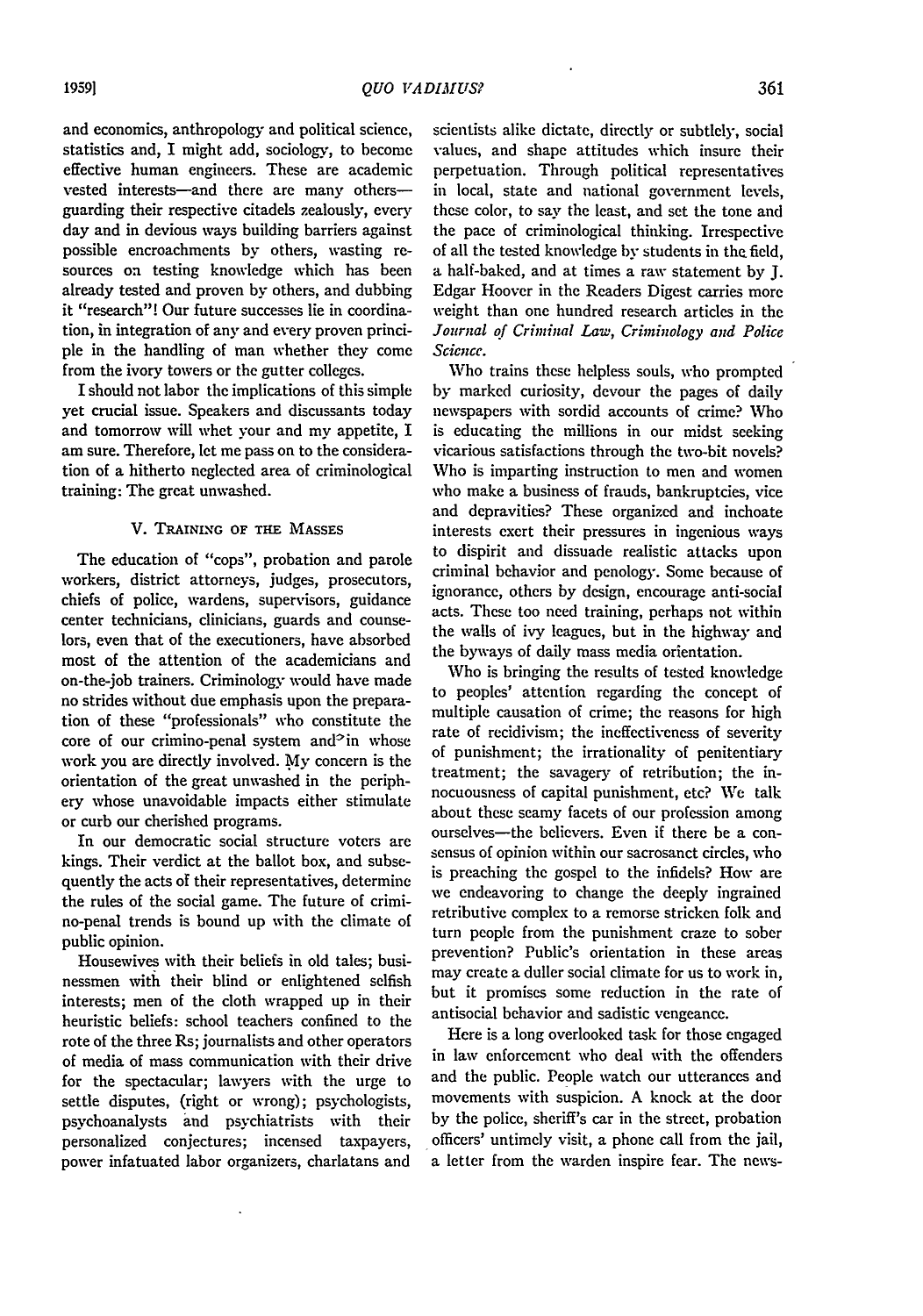and economics, anthropology and political science, statistics and, I might add, sociology, to become effective human engineers. These are academic vested interests—and there are many others—guarding their respective citadels zealously, every day and in devious ways building barriers against possible encroachments by others, wasting resources on testing knowledge which has been already tested and proven by others, and dubbing it "research"! Our future successes lie in coordination, in integration of any and every proven principle in the handling of man whether they come from the ivory towers or the gutter colleges.

I should not labor the implications of this simple yet crucial issue. Speakers and discussants today and tomorrow will whet your and my appetite, I am sure. Therefore, let me pass on to the consideration of a hitherto neglected area of criminological training: The great unwashed.

## V. Training of the Masses

The education of "cops", probation and parole workers, district attorneys, judges, prosecutors, chiefs of police, wardens, supervisors, guidance center technicians, clinicians, guards and counselors, even that of the executioners, have absorbed most of the attention of the academicians and on-the-job trainers. Criminology would have made no strides without due emphasis upon the preparation of these "professionals" who constitute the core of our crimino-penal system and in whose work you are directly involved. My concern is the orientation of the great unwashed in the periphery whose unavoidable impacts either stimulate or curb our cherished programs.

In our democratic social structure voters are kings. Their verdict at the ballot box, and subsequently the acts of their representatives, determine the rules of the social game. The future of crimino-penal trends is bound up with the climate of public opinion.

Housewives with their beliefs in old tales; businessmen with their blind or enlightened selfish interests; men of the cloth wrapped up in their heuristic beliefs: school teachers confined to the rote of the three Rs; journalists and other operators of media of mass communication with their drive for the spectacular; lawyers with the urge to settle disputes, (right or wrong); psychologists, psychoanalysts and psychiatrists with their personalized conjectures; incensed taxpayers, power infatuated labor organizers, charlatans and scientists alike dictate, directly or subtlely, social values, and shape attitudes which insure their perpetuation. Through political representatives in local, state and national government levels, these color, to say the least, and set the tone and the pace of criminological thinking. Irrespective of all the tested knowledge by students in the field, a half-baked, and at times a raw statement by J. Edgar Hoover in the Readers Digest carries more weight than one hundred research articles in the *Journal of Criminal Law, Criminology and Police Science*.

Who trains these helpless souls, who prompted by marked curiosity, devour the pages of daily newspapers with sordid accounts of crime? Who is educating the millions in our midst seeking vicarious satisfactions through the two-bit novels? Who is imparting instruction to men and women who make a business of frauds, bankruptcies, vice and depravities? These organized and inchoate interests exert their pressures in ingenious ways to dispirit and dissuade realistic attacks upon criminal behavior and penology. Some because of ignorance, others by design, encourage anti-social acts. These too need training, perhaps not within the walls of ivy leagues, but in the highway and the byways of daily mass media orientation.

Who is bringing the results of tested knowledge to peoples' attention regarding the concept of multiple causation of crime; the reasons for high rate of recidivism; the ineffectiveness of severity of punishment; the irrationality of penitentiary treatment; the savagery of retribution; the innocuousness of capital punishment, etc? We talk about these seamy facets of our profession among ourselves—the believers. Even if there be a consensus of opinion within our sacrosanct circles, who is preaching the gospel to the infidels? How are we endeavoring to change the deeply ingrained retributive complex to a remorse stricken folk and turn people from the punishment craze to sober prevention? Public's orientation in these areas may create a duller social climate for us to work in, but it promises some reduction in the rate of antisocial behavior and sadistic vengeance.

Here is a long overlooked task for those engaged in law enforcement who deal with the offenders and the public. People watch our utterances and movements with suspicion. A knock at the door by the police, sheriff's car in the street, probation officers' untimely visit, a phone call from the jail, a letter from the warden inspire fear. The news-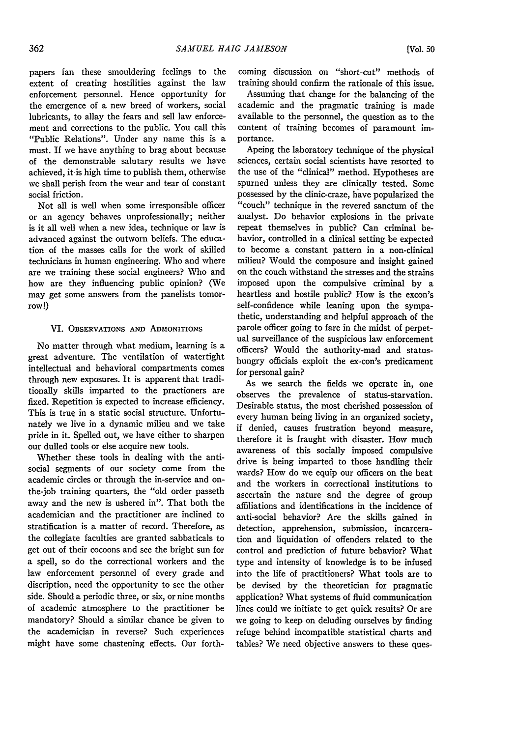papers fan these smouldering feelings to the extent of creating hostilities against the law enforcement personnel. Hence opportunity for the emergence of a new breed of workers, social lubricants, to allay the fears and sell law enforcement and corrections to the public. You call this "Public Relations". Under any name this is a must. If we have anything to brag about because of the demonstrable salutary results we have achieved, it is high time to publish them, otherwise we shall perish from the wear and tear of constant social friction.

Not all is well when some irresponsible officer or an agency behaves unprofessionally; neither is it all well when a new idea, technique or law is advanced against the outworn beliefs. The education of the masses calls for the work of skilled technicians in human engineering. Who and where are we training these social engineers? Who and how are they influencing public opinion? (We may get some answers from the panelists tomorrow!)

## VI. Observations and Admonitions

No matter through what medium, learning is a great adventure. The ventilation of watertight intellectual and behavioral compartments comes through new exposures. It is apparent that traditionally skills imparted to the practioners are fixed. Repetition is expected to increase efficiency. This is true in a static social structure. Unfortunately we live in a dynamic milieu and we take pride in it. Spelled out, we have either to sharpen our dulled tools or else acquire new tools.

Whether these tools in dealing with the anti-social segments of our society come from the academic circles or through the in-service and on-the-job training quarters, the "old order passeth away and the new is ushered in". That both the academician and the practitioner are inclined to stratification is a matter of record. Therefore, as the collegiate faculties are granted sabbaticals to get out of their cocoons and see the bright sun for a spell, so do the correctional workers and the law enforcement personnel of every grade and discription, need the opportunity to see the other side. Should a periodic three, or six, or nine months of academic atmosphere to the practitioner be mandatory? Should a similar chance be given to the academician in reverse? Such experiences might have some chastening effects. Our forthcoming discussion on "short-cut" methods of training should confirm the rationale of this issue.

Assuming that change for the balancing of the academic and the pragmatic training is made available to the personnel, the question as to the content of training becomes of paramount importance.

Apeing the laboratory technique of the physical sciences, certain social scientists have resorted to the use of the "clinical" method. Hypotheses are spurned unless they are clinically tested. Some possessed by the clinic-craze, have popularized the "couch" technique in the revered sanctum of the analyst. Do behavior explosions in the private repeat themselves in public? Can criminal behavior, controlled in a clinical setting be expected to become a constant pattern in a non-clinical milieu? Would the composure and insight gained on the couch withstand the stresses and the strains imposed upon the compulsive criminal by a heartless and hostile public? How is the excon's self-confidence while leaning upon the sympathetic, understanding and helpful approach of the parole officer going to fare in the midst of perpetual surveillance of the suspicious law enforcement officers? Would the authority-mad and status-hungry officials exploit the ex-con's predicament for personal gain?

As we search the fields we operate in, one observes the prevalence of status-starvation. Desirable status, the most cherished possession of every human being living in an organized society, if denied, causes frustration beyond measure, therefore it is fraught with disaster. How much awareness of this socially imposed compulsive drive is being imparted to those handling their wards? How do we equip our officers on the beat and the workers in correctional institutions to ascertain the nature and the degree of group affiliations and identifications in the incidence of anti-social behavior? Are the skills gained in detection, apprehension, submission, incarceration and liquidation of offenders related to the control and prediction of future behavior? What type and intensity of knowledge is to be infused into the life of practitioners? What tools are to be devised by the theoretician for pragmatic application? What systems of fluid communication lines could we initiate to get quick results? Or are we going to keep on deluding ourselves by finding refuge behind incompatible statistical charts and tables? We need objective answers to these ques-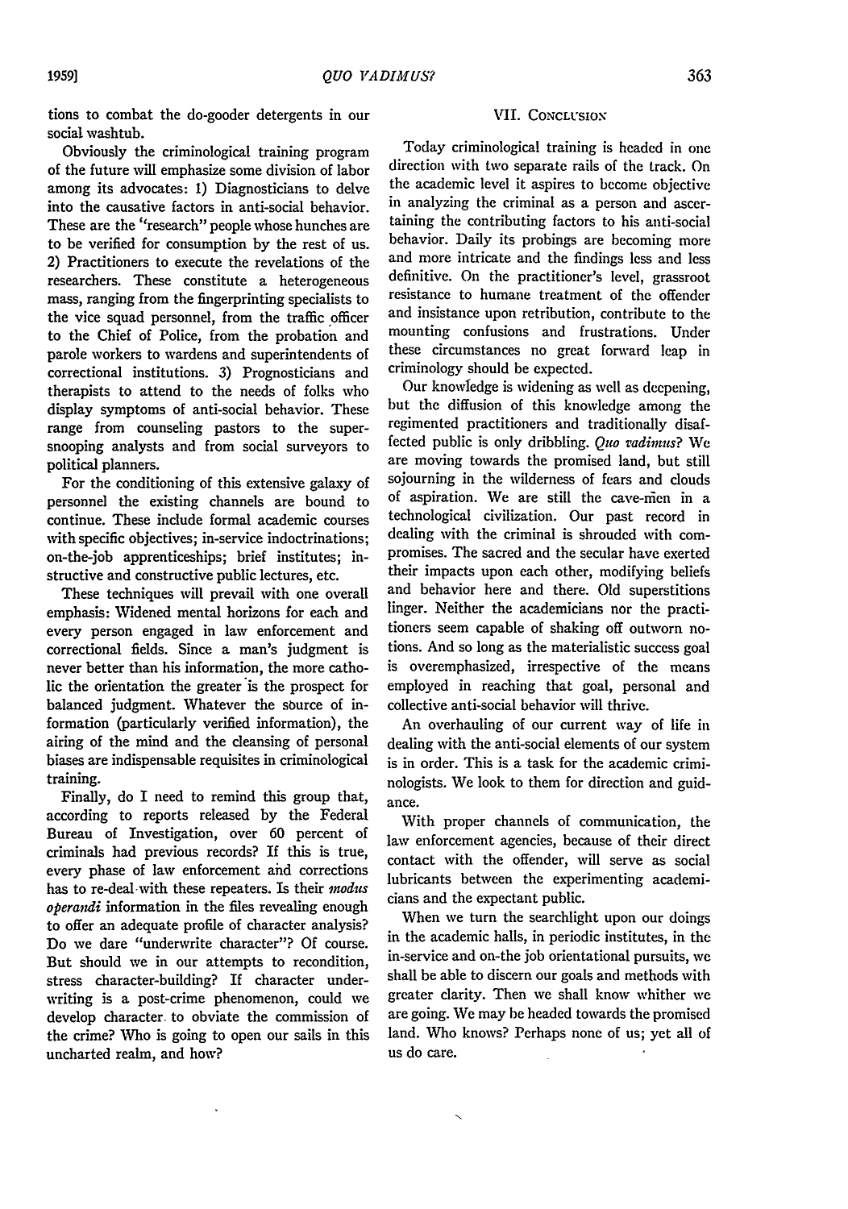tions to combat the do-gooder detergents in our social washtub.

Obviously the criminological training program of the future will emphasize some division of labor among its advocates: 1) Diagnosticians to delve into the causative factors in anti-social behavior. These are the "research" people whose hunches are to be verified for consumption by the rest of us. 2) Practitioners to execute the revelations of the researchers. These constitute a heterogeneous mass, ranging from the fingerprinting specialists to the vice squad personnel, from the traffic officer to the Chief of Police, from the probation and parole workers to wardens and superintendents of correctional institutions. 3) Prognosticians and therapists to attend to the needs of folks who display symptoms of anti-social behavior. These range from counseling pastors to the super-snooping analysts and from social surveyors to political planners.

For the conditioning of this extensive galaxy of personnel the existing channels are bound to continue. These include formal academic courses with specific objectives; in-service indoctrinations; on-the-job apprenticeships; brief institutes; instructive and constructive public lectures, etc.

These techniques will prevail with one overall emphasis: Widened mental horizons for each and every person engaged in law enforcement and correctional fields. Since a man's judgment is never better than his information, the more catholic the orientation the greater is the prospect for balanced judgment. Whatever the source of information (particularly verified information), the airing of the mind and the cleansing of personal biases are indispensable requisites in criminological training.

Finally, do I need to remind this group that, according to reports released by the Federal Bureau of Investigation, over 60 percent of criminals had previous records? If this is true, every phase of law enforcement and corrections has to re-deal with these repeaters. Is their *modus operandi* information in the files revealing enough to offer an adequate profile of character analysis? Do we dare "underwrite character"? Of course. But should we in our attempts to recondition, stress character-building? If character underwriting is a post-crime phenomenon, could we develop character to obviate the commission of the crime? Who is going to open our sails in this uncharted realm, and how?

## VII. Conclusion

Today criminological training is headed in one direction with two separate rails of the track. On the academic level it aspires to become objective in analyzing the criminal as a person and ascertaining the contributing factors to his anti-social behavior. Daily its probings are becoming more and more intricate and the findings less and less definitive. On the practitioner's level, grassroot resistance to humane treatment of the offender and insistance upon retribution, contribute to the mounting confusions and frustrations. Under these circumstances no great forward leap in criminology should be expected.

Our knowledge is widening as well as deepening, but the diffusion of this knowledge among the regimented practitioners and traditionally disaffected public is only dribbling. *Quo vadimus?* We are moving towards the promised land, but still sojourning in the wilderness of fears and clouds of aspiration. We are still the cave-men in a technological civilization. Our past record in dealing with the criminal is shrouded with compromises. The sacred and the secular have exerted their impacts upon each other, modifying beliefs and behavior here and there. Old superstitions linger. Neither the academicians nor the practitioners seem capable of shaking off outworn notions. And so long as the materialistic success goal is overemphasized, irrespective of the means employed in reaching that goal, personal and collective anti-social behavior will thrive.

An overhauling of our current way of life in dealing with the anti-social elements of our system is in order. This is a task for the academic criminologists. We look to them for direction and guidance.

With proper channels of communication, the law enforcement agencies, because of their direct contact with the offender, will serve as social lubricants between the experimenting academicians and the expectant public.

When we turn the searchlight upon our doings in the academic halls, in periodic institutes, in the in-service and on-the job orientational pursuits, we shall be able to discern our goals and methods with greater clarity. Then we shall know whither we are going. We may be headed towards the promised land. Who knows? Perhaps none of us; yet all of us do care.